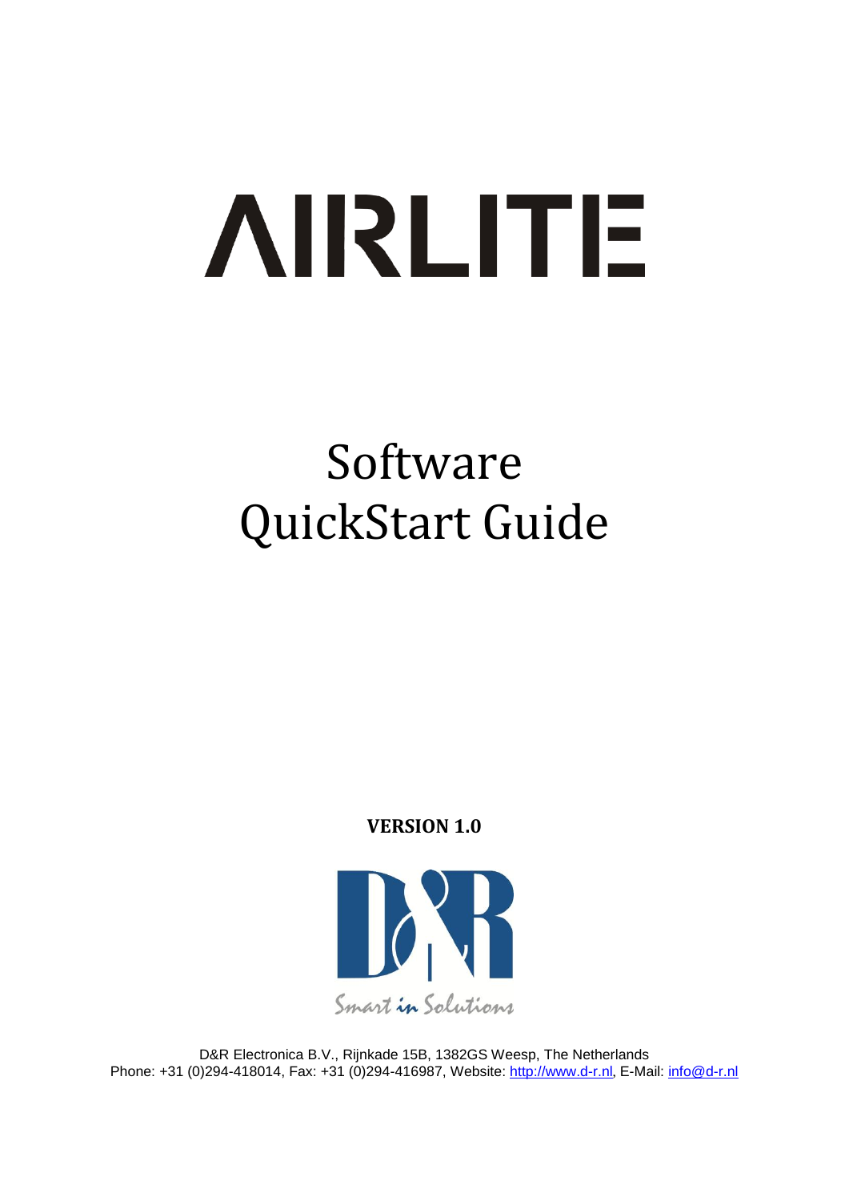# AIRLITE

# Software QuickStart Guide

**VERSION 1.0**

Smart in Solutions

D&R Electronica B.V., Rijnkade 15B, 1382GS Weesp, The Netherlands
Phone: +31 (0)294-418014, Fax: +31 (0)294-416987, Website: http://www.d-r.nl, E-Mail: info@d-r.nl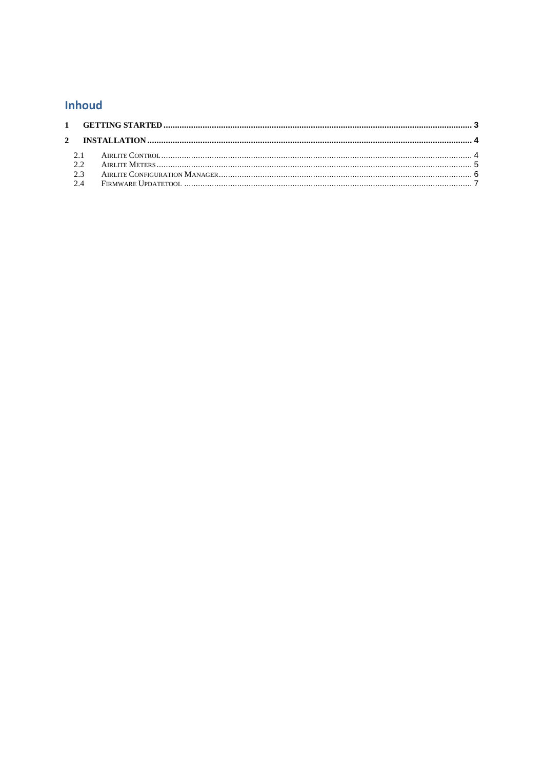# Inhoud

1 GETTING STARTED ........................................................................................................................ 3

2 INSTALLATION ............................................................................................................................... 4

- 2.1 AIRLITE CONTROL ................................................................................................................... 4
- 2.2 AIRLITE METERS ...................................................................................................................... 5
- 2.3 AIRLITE CONFIGURATION MANAGER ........................................................................................ 6
- 2.4 FIRMWARE UPDATETOOL ......................................................................................................... 7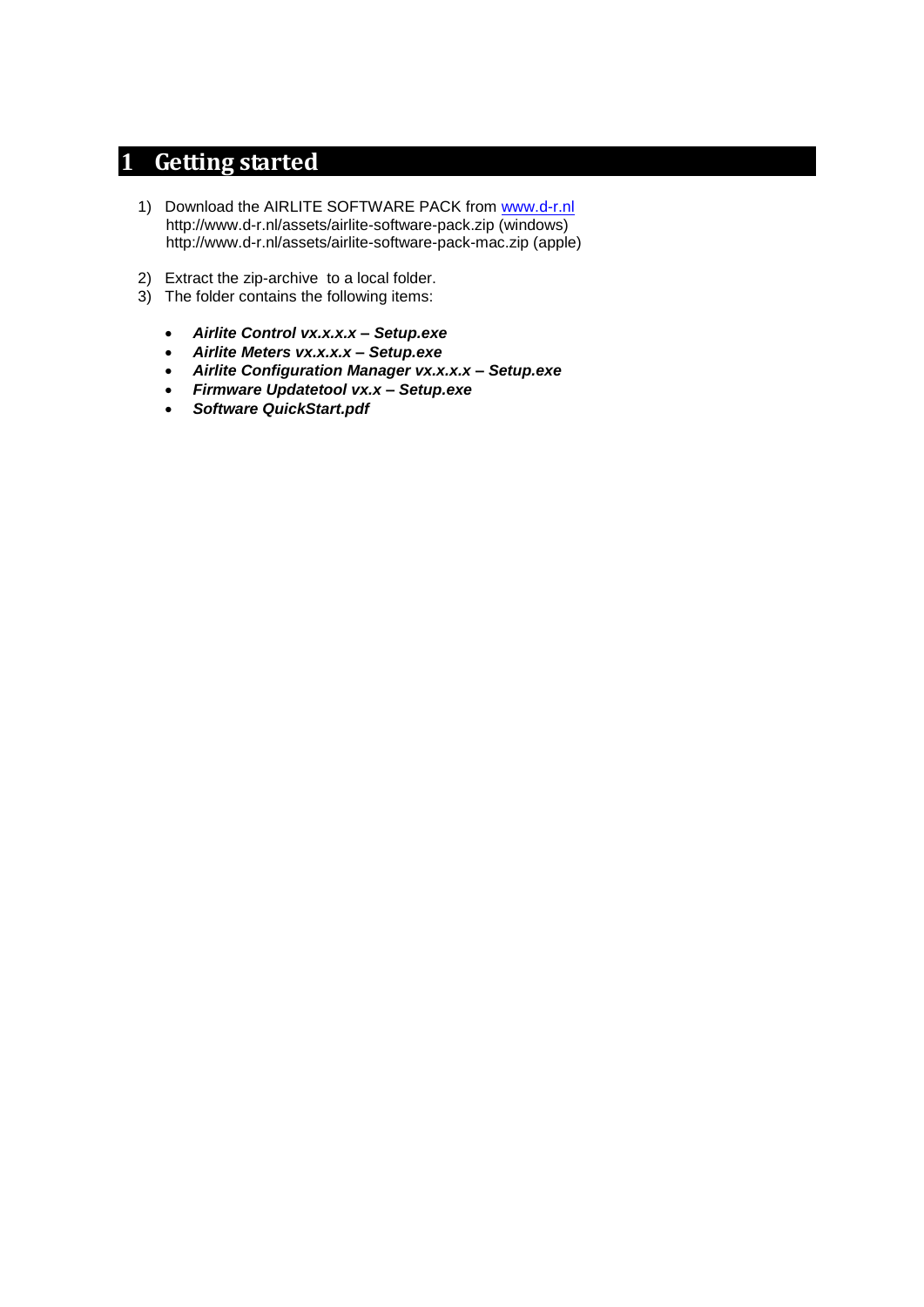# 1 Getting started

1) Download the AIRLITE SOFTWARE PACK from [www.d-r.nl](http://www.d-r.nl)
   http://www.d-r.nl/assets/airlite-software-pack.zip (windows)
   http://www.d-r.nl/assets/airlite-software-pack-mac.zip (apple)

2) Extract the zip-archive to a local folder.
3) The folder contains the following items:

   - ***Airlite Control vx.x.x.x – Setup.exe***
   - ***Airlite Meters vx.x.x.x – Setup.exe***
   - ***Airlite Configuration Manager vx.x.x.x – Setup.exe***
   - ***Firmware Updatetool vx.x – Setup.exe***
   - ***Software QuickStart.pdf***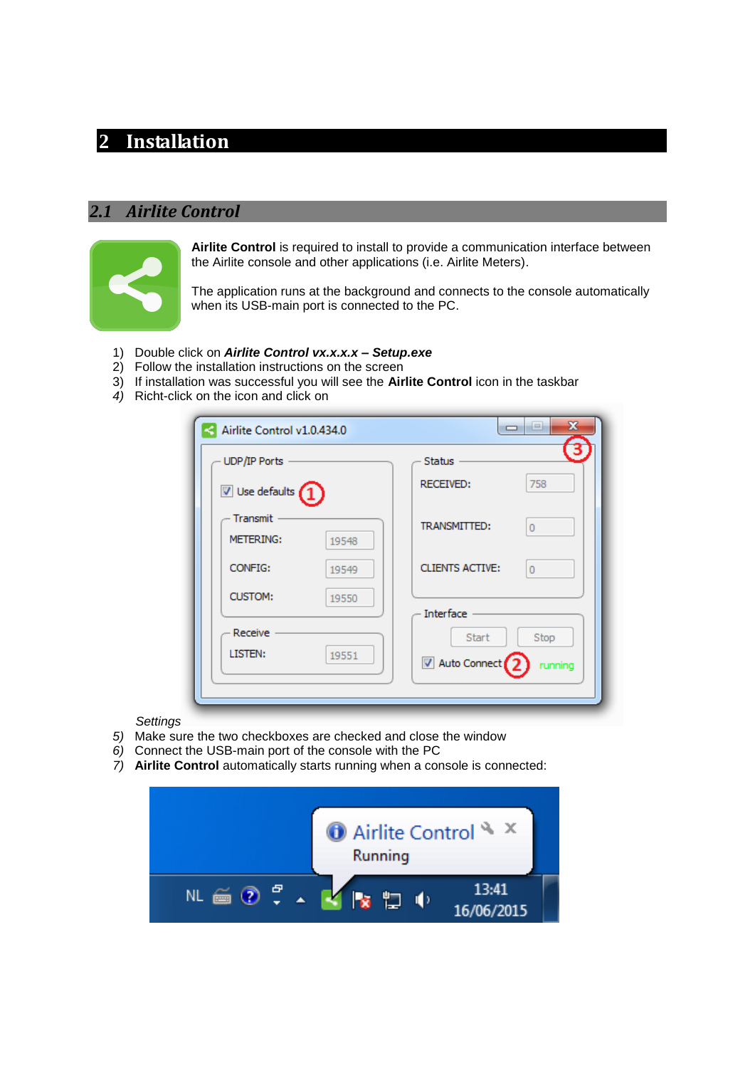# 2 Installation

## 2.1 Airlite Control

**Airlite Control** is required to install to provide a communication interface between the Airlite console and other applications (i.e. Airlite Meters).

The application runs at the background and connects to the console automatically when its USB-main port is connected to the PC.

1) Double click on ***Airlite Control vx.x.x.x – Setup.exe***
2) Follow the installation instructions on the screen
3) If installation was successful you will see the **Airlite Control** icon in the taskbar
4) Richt-click on the icon and click on

*Settings*

5) Make sure the two checkboxes are checked and close the window
6) Connect the USB-main port of the console with the PC
7) **Airlite Control** automatically starts running when a console is connected: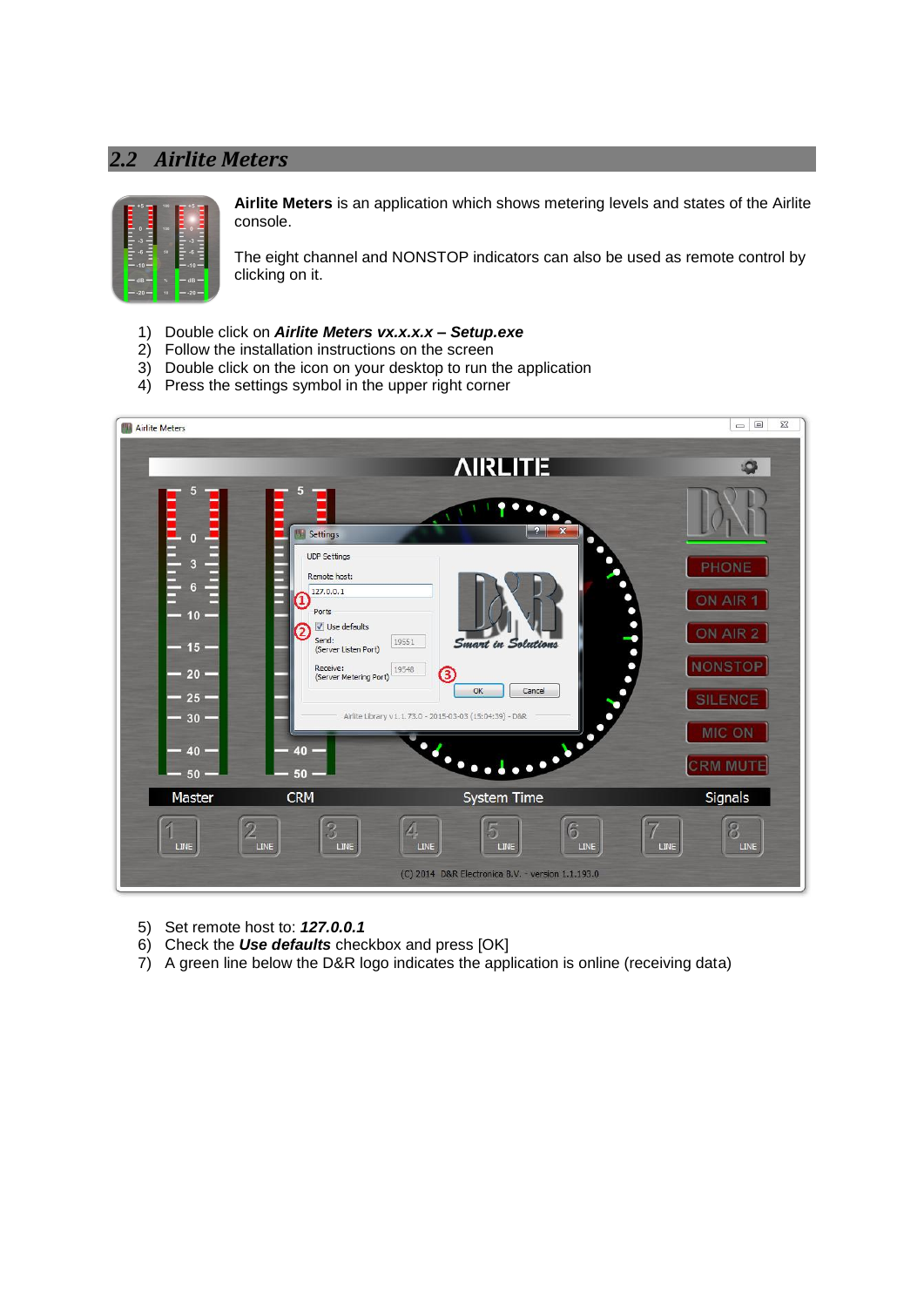## 2.2 Airlite Meters

**Airlite Meters** is an application which shows metering levels and states of the Airlite console.

The eight channel and NONSTOP indicators can also be used as remote control by clicking on it.

1) Double click on ***Airlite Meters vx.x.x.x – Setup.exe***
2) Follow the installation instructions on the screen
3) Double click on the icon on your desktop to run the application
4) Press the settings symbol in the upper right corner

5) Set remote host to: ***127.0.0.1***
6) Check the ***Use defaults*** checkbox and press [OK]
7) A green line below the D&R logo indicates the application is online (receiving data)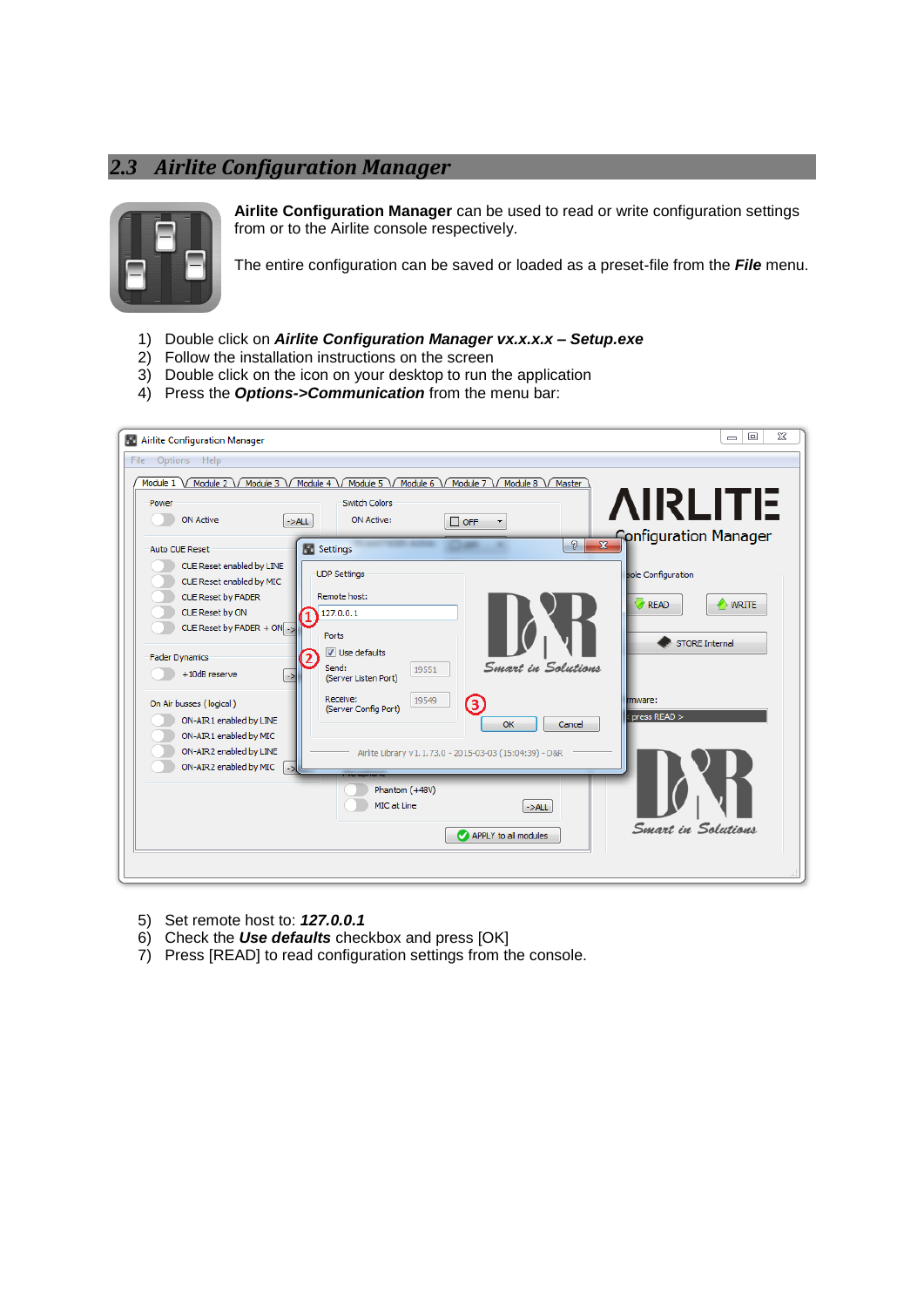## 2.3 Airlite Configuration Manager

**Airlite Configuration Manager** can be used to read or write configuration settings from or to the Airlite console respectively.

The entire configuration can be saved or loaded as a preset-file from the ***File*** menu.

1) Double click on ***Airlite Configuration Manager vx.x.x.x – Setup.exe***
2) Follow the installation instructions on the screen
3) Double click on the icon on your desktop to run the application
4) Press the ***Options->Communication*** from the menu bar:

5) Set remote host to: ***127.0.0.1***
6) Check the ***Use defaults*** checkbox and press [OK]
7) Press [READ] to read configuration settings from the console.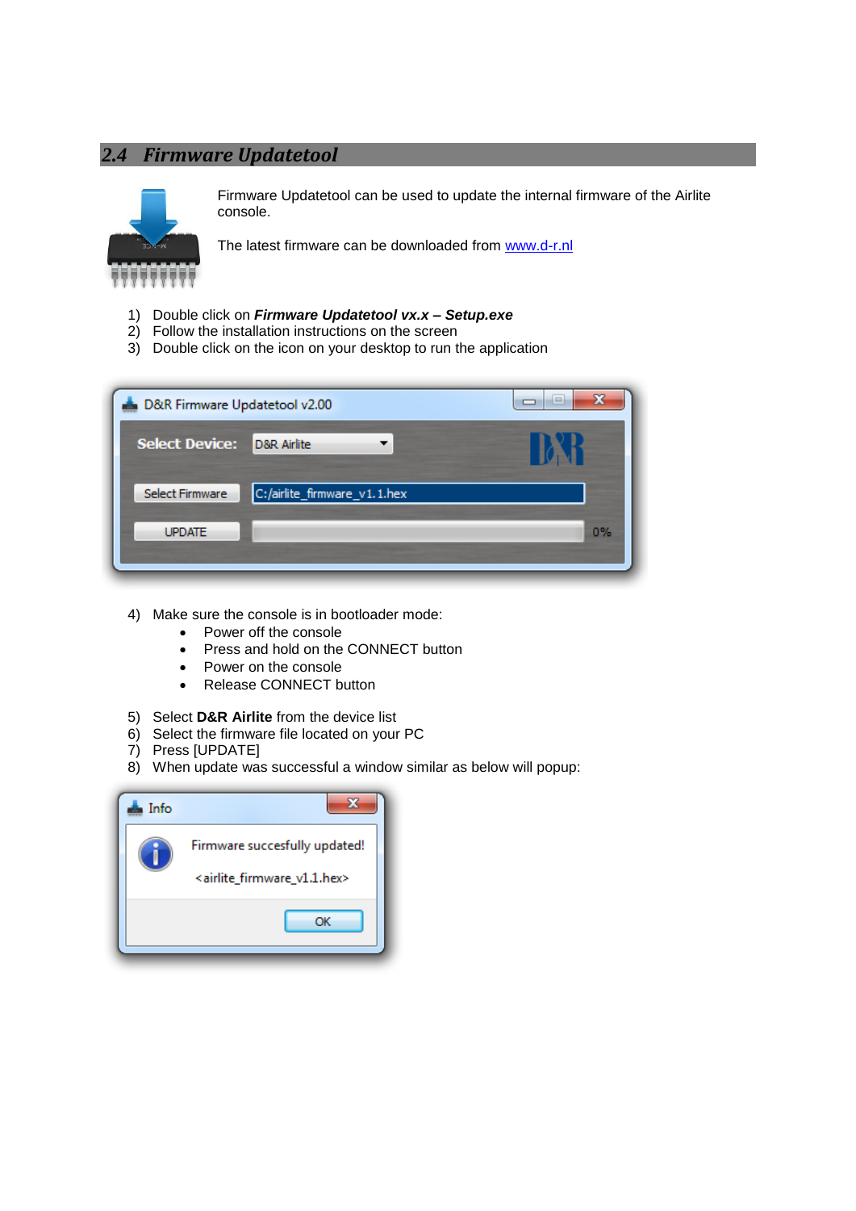## 2.4 Firmware Updatetool

Firmware Updatetool can be used to update the internal firmware of the Airlite console.

The latest firmware can be downloaded from [www.d-r.nl](http://www.d-r.nl)

1) Double click on ***Firmware Updatetool vx.x – Setup.exe***
2) Follow the installation instructions on the screen
3) Double click on the icon on your desktop to run the application

4) Make sure the console is in bootloader mode:
   - Power off the console
   - Press and hold on the CONNECT button
   - Power on the console
   - Release CONNECT button

5) Select **D&R Airlite** from the device list
6) Select the firmware file located on your PC
7) Press [UPDATE]
8) When update was successful a window similar as below will popup: